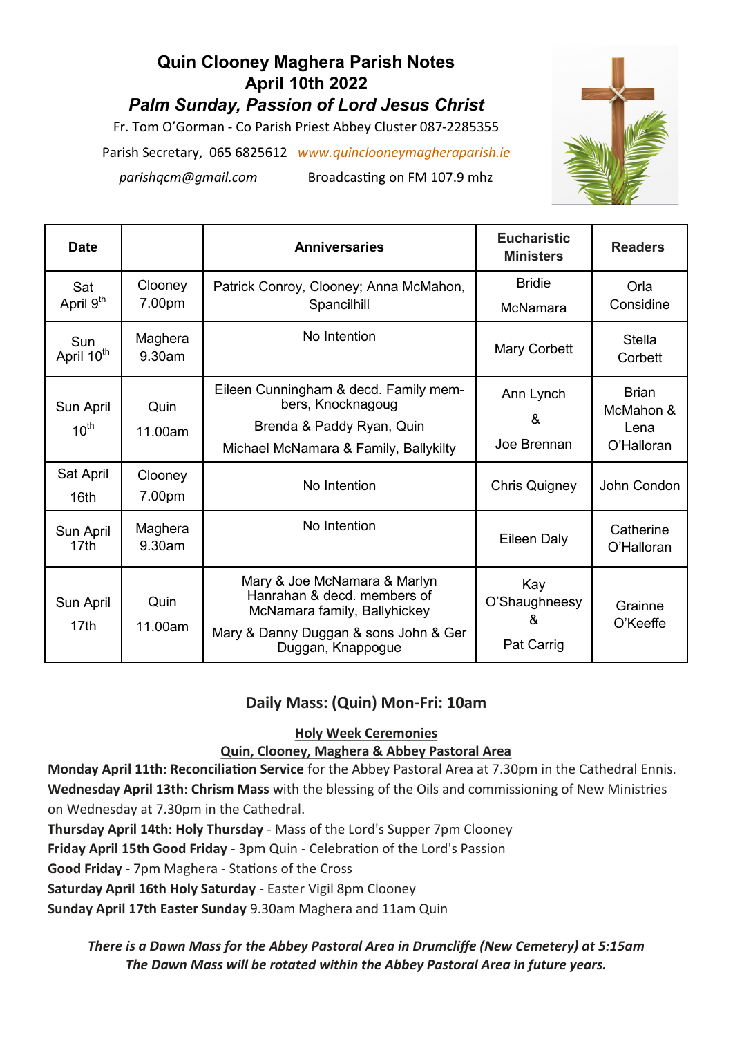# Quin Clooney Maghera Parish Notes
## April 10th 2022
### *Palm Sunday, Passion of Lord Jesus Christ*

Fr. Tom O'Gorman - Co Parish Priest Abbey Cluster 087-2285355

Parish Secretary, 065 6825612 *www.quinclooneymagheraparish.ie*

*parishqcm@gmail.com* Broadcasting on FM 107.9 mhz

| Date | | Anniversaries | Eucharistic Ministers | Readers |
|---|---|---|---|---|
| Sat April 9th | Clooney 7.00pm | Patrick Conroy, Clooney; Anna McMahon, Spancilhill | Bridie McNamara | Orla Considine |
| Sun April 10th | Maghera 9.30am | No Intention | Mary Corbett | Stella Corbett |
| Sun April 10th | Quin 11.00am | Eileen Cunningham & decd. Family members, Knocknagoug<br>Brenda & Paddy Ryan, Quin<br>Michael McNamara & Family, Ballykilty | Ann Lynch & Joe Brennan | Brian McMahon & Lena O'Halloran |
| Sat April 16th | Clooney 7.00pm | No Intention | Chris Quigney | John Condon |
| Sun April 17th | Maghera 9.30am | No Intention | Eileen Daly | Catherine O'Halloran |
| Sun April 17th | Quin 11.00am | Mary & Joe McNamara & Marlyn Hanrahan & decd. members of McNamara family, Ballyhickey<br>Mary & Danny Duggan & sons John & Ger Duggan, Knappogue | Kay O'Shaughneesy & Pat Carrig | Grainne O'Keeffe |

## Daily Mass: (Quin) Mon-Fri: 10am

**Holy Week Ceremonies**

**Quin, Clooney, Maghera & Abbey Pastoral Area**

**Monday April 11th: Reconciliation Service** for the Abbey Pastoral Area at 7.30pm in the Cathedral Ennis.

**Wednesday April 13th: Chrism Mass** with the blessing of the Oils and commissioning of New Ministries on Wednesday at 7.30pm in the Cathedral.

**Thursday April 14th: Holy Thursday** - Mass of the Lord's Supper 7pm Clooney

**Friday April 15th Good Friday** - 3pm Quin - Celebration of the Lord's Passion

**Good Friday** - 7pm Maghera - Stations of the Cross

**Saturday April 16th Holy Saturday** - Easter Vigil 8pm Clooney

**Sunday April 17th Easter Sunday** 9.30am Maghera and 11am Quin

***There is a Dawn Mass for the Abbey Pastoral Area in Drumcliffe (New Cemetery) at 5:15am***
***The Dawn Mass will be rotated within the Abbey Pastoral Area in future years.***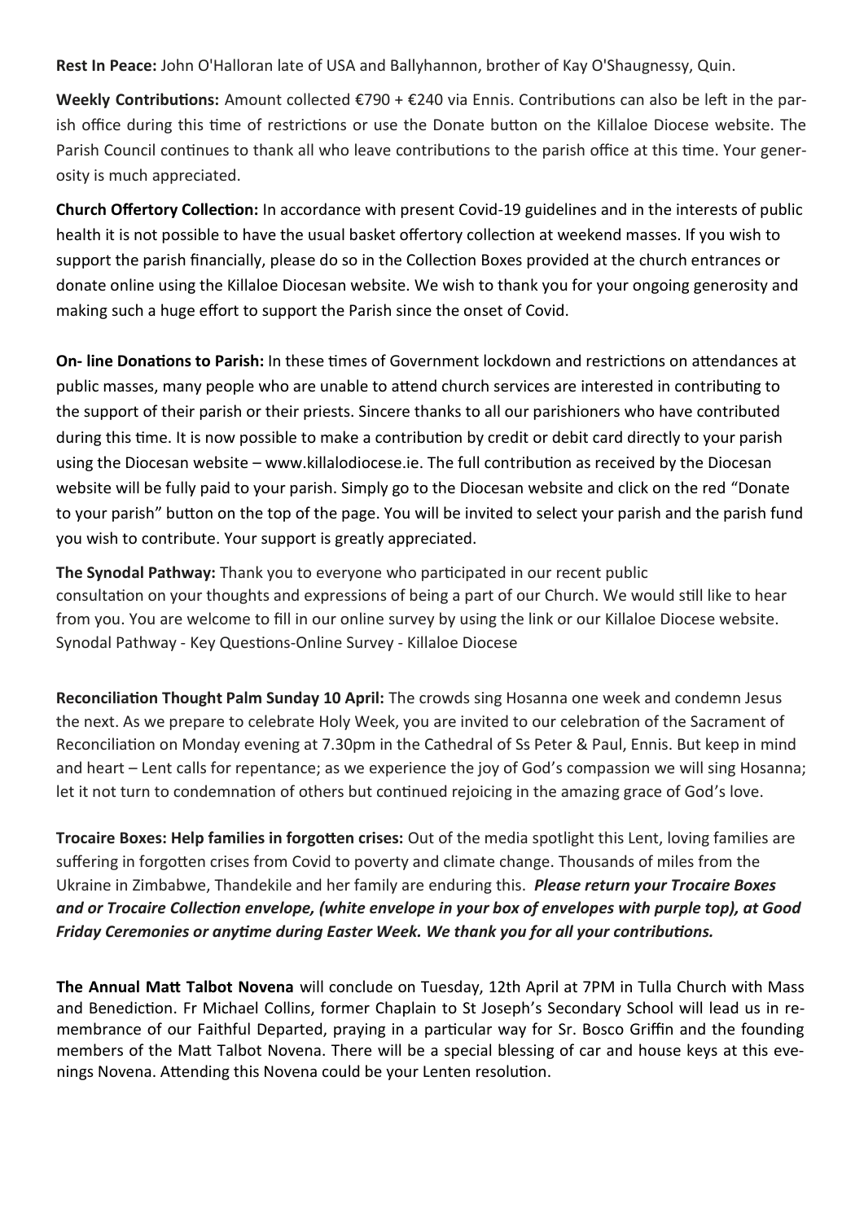**Rest In Peace:** John O'Halloran late of USA and Ballyhannon, brother of Kay O'Shaugnessy, Quin.

**Weekly Contributions:** Amount collected €790 + €240 via Ennis. Contributions can also be left in the parish office during this time of restrictions or use the Donate button on the Killaloe Diocese website. The Parish Council continues to thank all who leave contributions to the parish office at this time. Your generosity is much appreciated.

**Church Offertory Collection:** In accordance with present Covid-19 guidelines and in the interests of public health it is not possible to have the usual basket offertory collection at weekend masses. If you wish to support the parish financially, please do so in the Collection Boxes provided at the church entrances or donate online using the Killaloe Diocesan website. We wish to thank you for your ongoing generosity and making such a huge effort to support the Parish since the onset of Covid.

**On- line Donations to Parish:** In these times of Government lockdown and restrictions on attendances at public masses, many people who are unable to attend church services are interested in contributing to the support of their parish or their priests. Sincere thanks to all our parishioners who have contributed during this time. It is now possible to make a contribution by credit or debit card directly to your parish using the Diocesan website – www.killalodiocese.ie. The full contribution as received by the Diocesan website will be fully paid to your parish. Simply go to the Diocesan website and click on the red "Donate to your parish" button on the top of the page. You will be invited to select your parish and the parish fund you wish to contribute. Your support is greatly appreciated.

**The Synodal Pathway:** Thank you to everyone who participated in our recent public consultation on your thoughts and expressions of being a part of our Church. We would still like to hear from you. You are welcome to fill in our online survey by using the link or our Killaloe Diocese website. Synodal Pathway - Key Questions-Online Survey - Killaloe Diocese

**Reconciliation Thought Palm Sunday 10 April:** The crowds sing Hosanna one week and condemn Jesus the next. As we prepare to celebrate Holy Week, you are invited to our celebration of the Sacrament of Reconciliation on Monday evening at 7.30pm in the Cathedral of Ss Peter & Paul, Ennis. But keep in mind and heart – Lent calls for repentance; as we experience the joy of God's compassion we will sing Hosanna; let it not turn to condemnation of others but continued rejoicing in the amazing grace of God's love.

**Trocaire Boxes: Help families in forgotten crises:** Out of the media spotlight this Lent, loving families are suffering in forgotten crises from Covid to poverty and climate change. Thousands of miles from the Ukraine in Zimbabwe, Thandekile and her family are enduring this. ***Please return your Trocaire Boxes and or Trocaire Collection envelope, (white envelope in your box of envelopes with purple top), at Good Friday Ceremonies or anytime during Easter Week. We thank you for all your contributions.***

**The Annual Matt Talbot Novena** will conclude on Tuesday, 12th April at 7PM in Tulla Church with Mass and Benediction. Fr Michael Collins, former Chaplain to St Joseph's Secondary School will lead us in remembrance of our Faithful Departed, praying in a particular way for Sr. Bosco Griffin and the founding members of the Matt Talbot Novena. There will be a special blessing of car and house keys at this evenings Novena. Attending this Novena could be your Lenten resolution.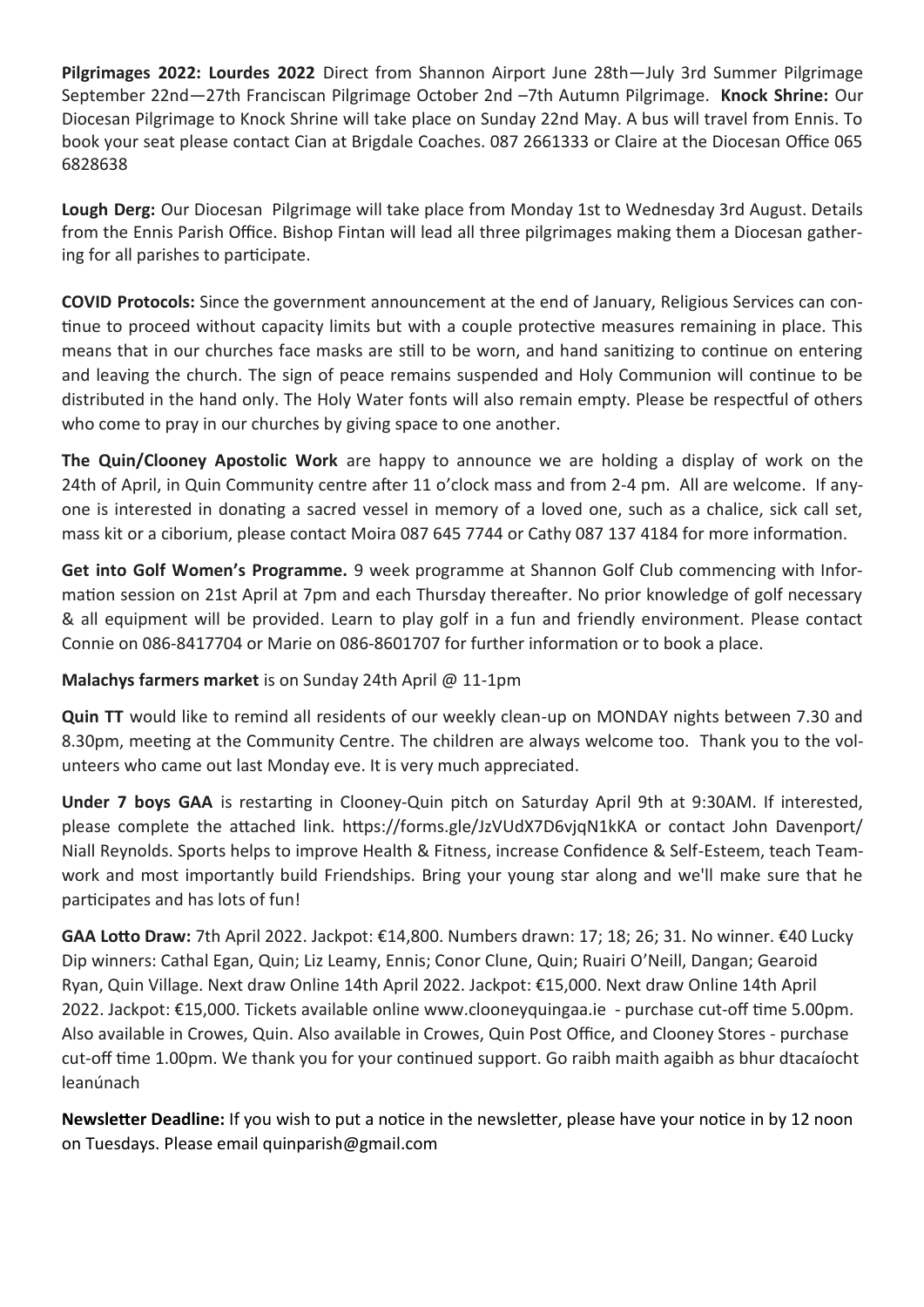**Pilgrimages 2022: Lourdes 2022** Direct from Shannon Airport June 28th—July 3rd Summer Pilgrimage September 22nd—27th Franciscan Pilgrimage October 2nd –7th Autumn Pilgrimage. **Knock Shrine:** Our Diocesan Pilgrimage to Knock Shrine will take place on Sunday 22nd May. A bus will travel from Ennis. To book your seat please contact Cian at Brigdale Coaches. 087 2661333 or Claire at the Diocesan Office 065 6828638

**Lough Derg:** Our Diocesan Pilgrimage will take place from Monday 1st to Wednesday 3rd August. Details from the Ennis Parish Office. Bishop Fintan will lead all three pilgrimages making them a Diocesan gathering for all parishes to participate.

**COVID Protocols:** Since the government announcement at the end of January, Religious Services can continue to proceed without capacity limits but with a couple protective measures remaining in place. This means that in our churches face masks are still to be worn, and hand sanitizing to continue on entering and leaving the church. The sign of peace remains suspended and Holy Communion will continue to be distributed in the hand only. The Holy Water fonts will also remain empty. Please be respectful of others who come to pray in our churches by giving space to one another.

**The Quin/Clooney Apostolic Work** are happy to announce we are holding a display of work on the 24th of April, in Quin Community centre after 11 o'clock mass and from 2-4 pm. All are welcome. If anyone is interested in donating a sacred vessel in memory of a loved one, such as a chalice, sick call set, mass kit or a ciborium, please contact Moira 087 645 7744 or Cathy 087 137 4184 for more information.

**Get into Golf Women's Programme.** 9 week programme at Shannon Golf Club commencing with Information session on 21st April at 7pm and each Thursday thereafter. No prior knowledge of golf necessary & all equipment will be provided. Learn to play golf in a fun and friendly environment. Please contact Connie on 086-8417704 or Marie on 086-8601707 for further information or to book a place.

**Malachys farmers market** is on Sunday 24th April @ 11-1pm

**Quin TT** would like to remind all residents of our weekly clean-up on MONDAY nights between 7.30 and 8.30pm, meeting at the Community Centre. The children are always welcome too. Thank you to the volunteers who came out last Monday eve. It is very much appreciated.

**Under 7 boys GAA** is restarting in Clooney-Quin pitch on Saturday April 9th at 9:30AM. If interested, please complete the attached link. https://forms.gle/JzVUdX7D6vjqN1kKA or contact John Davenport/ Niall Reynolds. Sports helps to improve Health & Fitness, increase Confidence & Self-Esteem, teach Teamwork and most importantly build Friendships. Bring your young star along and we'll make sure that he participates and has lots of fun!

**GAA Lotto Draw:** 7th April 2022. Jackpot: €14,800. Numbers drawn: 17; 18; 26; 31. No winner. €40 Lucky Dip winners: Cathal Egan, Quin; Liz Leamy, Ennis; Conor Clune, Quin; Ruairi O'Neill, Dangan; Gearoid Ryan, Quin Village. Next draw Online 14th April 2022. Jackpot: €15,000. Next draw Online 14th April 2022. Jackpot: €15,000. Tickets available online www.clooneyquingaa.ie - purchase cut-off time 5.00pm. Also available in Crowes, Quin. Also available in Crowes, Quin Post Office, and Clooney Stores - purchase cut-off time 1.00pm. We thank you for your continued support. Go raibh maith agaibh as bhur dtacaíocht leanúnach

**Newsletter Deadline:** If you wish to put a notice in the newsletter, please have your notice in by 12 noon on Tuesdays. Please email quinparish@gmail.com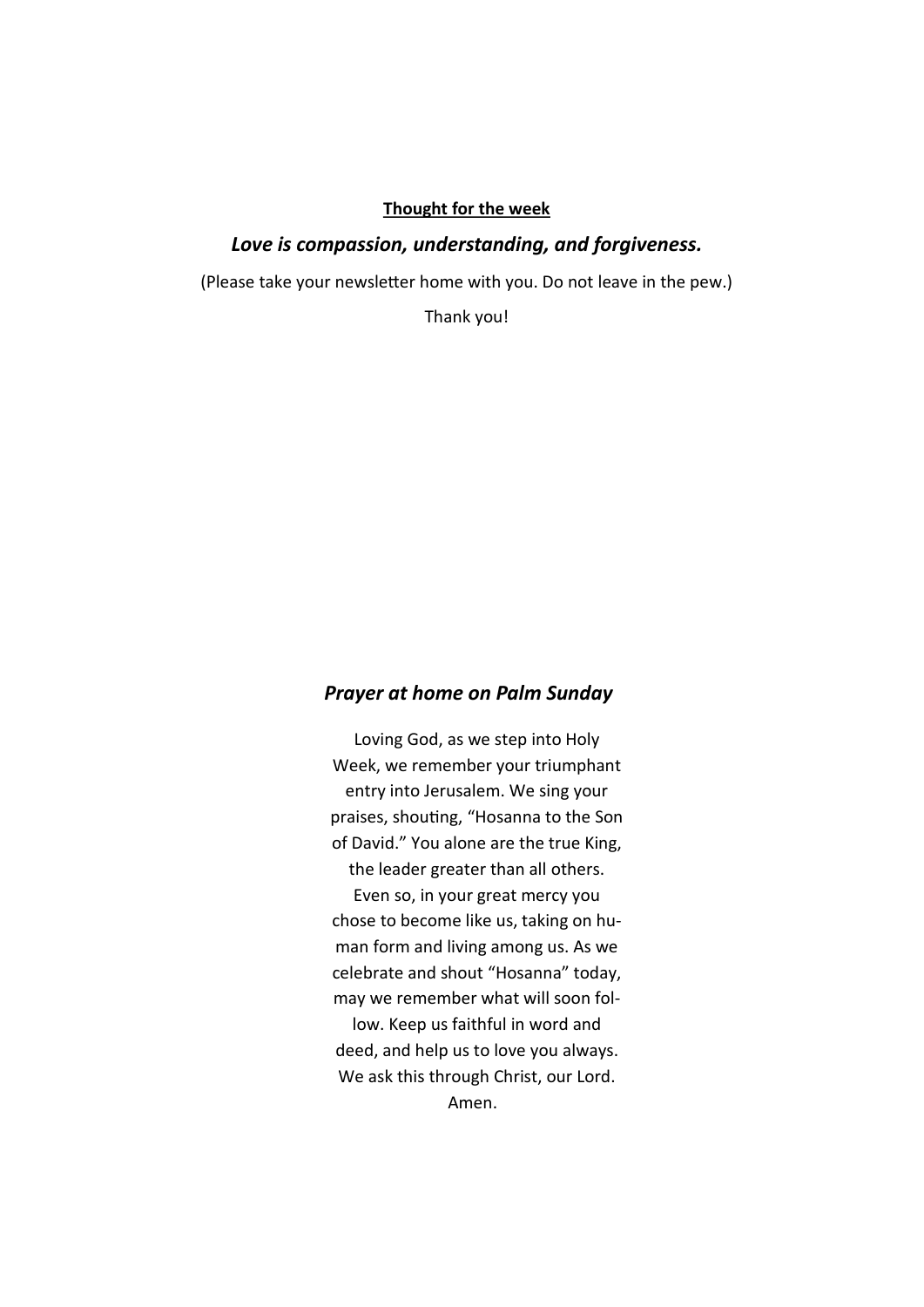**<u>Thought for the week</u>**

***Love is compassion, understanding, and forgiveness.***

(Please take your newsletter home with you. Do not leave in the pew.)

Thank you!

## *Prayer at home on Palm Sunday*

Loving God, as we step into Holy Week, we remember your triumphant entry into Jerusalem. We sing your praises, shouting, "Hosanna to the Son of David." You alone are the true King, the leader greater than all others. Even so, in your great mercy you chose to become like us, taking on human form and living among us. As we celebrate and shout "Hosanna" today, may we remember what will soon follow. Keep us faithful in word and deed, and help us to love you always. We ask this through Christ, our Lord. Amen.